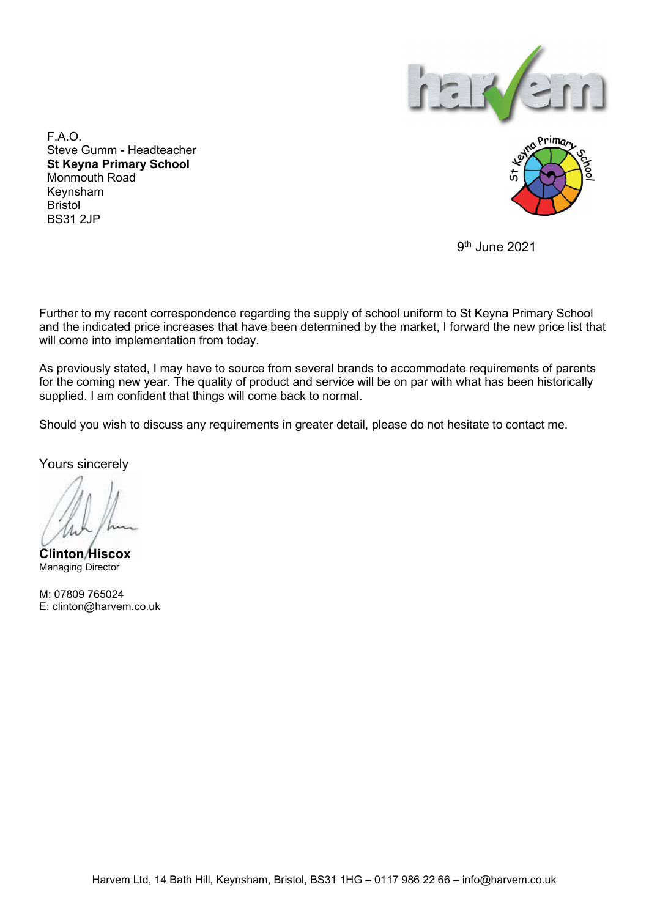F.A.O.
Steve Gumm - Headteacher
**St Keyna Primary School**
Monmouth Road
Keynsham
Bristol
BS31 2JP

9th June 2021

Further to my recent correspondence regarding the supply of school uniform to St Keyna Primary School and the indicated price increases that have been determined by the market, I forward the new price list that will come into implementation from today.

As previously stated, I may have to source from several brands to accommodate requirements of parents for the coming new year. The quality of product and service will be on par with what has been historically supplied. I am confident that things will come back to normal.

Should you wish to discuss any requirements in greater detail, please do not hesitate to contact me.

Yours sincerely

**Clinton Hiscox**
Managing Director

M: 07809 765024
E: clinton@harvem.co.uk

Harvem Ltd, 14 Bath Hill, Keynsham, Bristol, BS31 1HG – 0117 986 22 66 – info@harvem.co.uk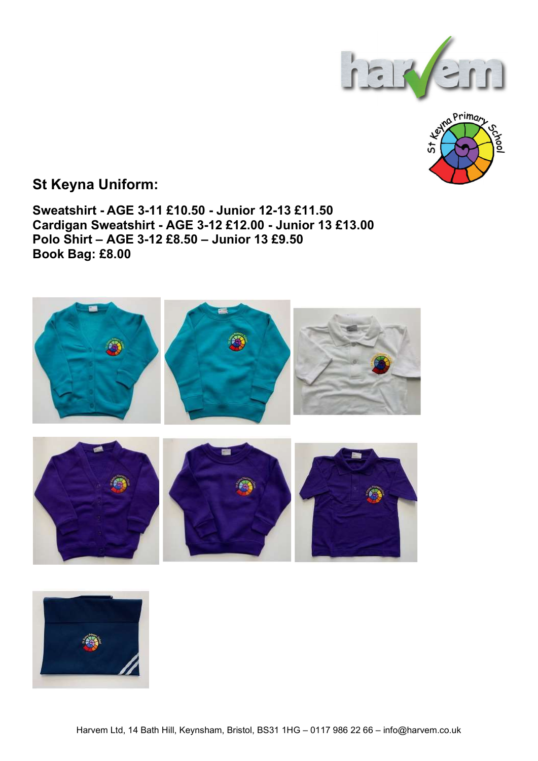## St Keyna Uniform:

**Sweatshirt - AGE 3-11 £10.50 - Junior 12-13 £11.50**
**Cardigan Sweatshirt - AGE 3-12 £12.00 - Junior 13 £13.00**
**Polo Shirt – AGE 3-12 £8.50 – Junior 13 £9.50**
**Book Bag: £8.00**

Harvem Ltd, 14 Bath Hill, Keynsham, Bristol, BS31 1HG – 0117 986 22 66 – info@harvem.co.uk